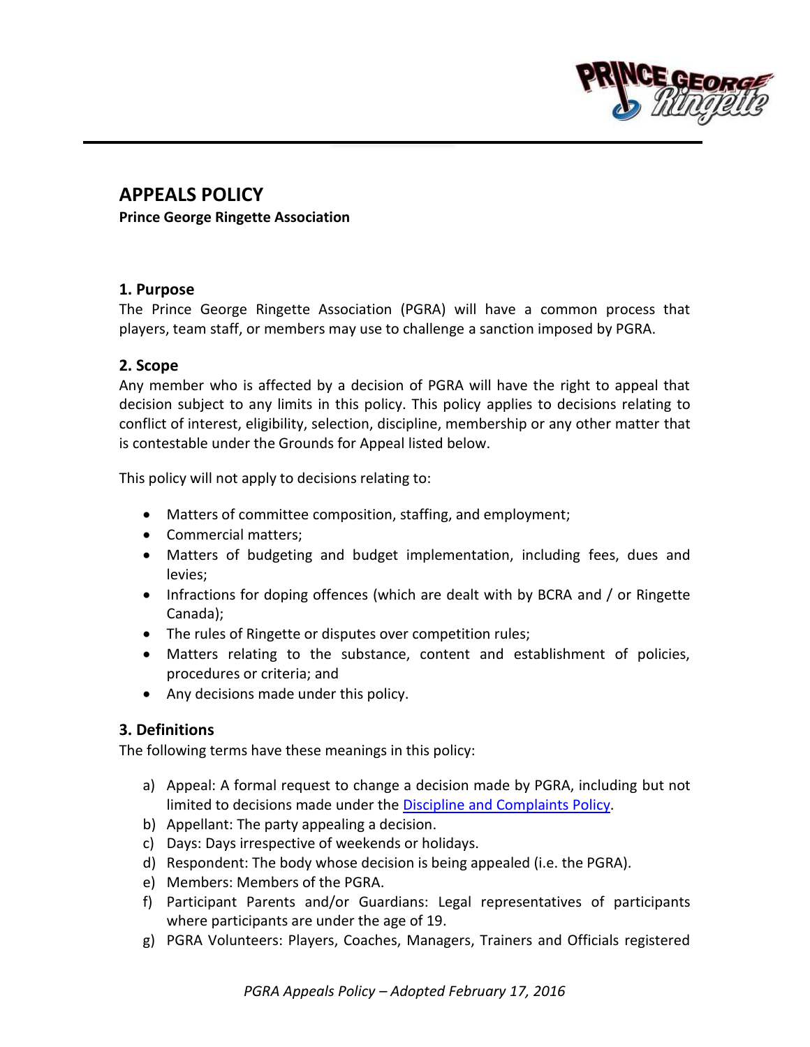# APPEALS POLICY

**Prince George Ringette Association**

## 1. Purpose

The Prince George Ringette Association (PGRA) will have a common process that players, team staff, or members may use to challenge a sanction imposed by PGRA.

## 2. Scope

Any member who is affected by a decision of PGRA will have the right to appeal that decision subject to any limits in this policy. This policy applies to decisions relating to conflict of interest, eligibility, selection, discipline, membership or any other matter that is contestable under the Grounds for Appeal listed below.

This policy will not apply to decisions relating to:

- Matters of committee composition, staffing, and employment;
- Commercial matters;
- Matters of budgeting and budget implementation, including fees, dues and levies;
- Infractions for doping offences (which are dealt with by BCRA and / or Ringette Canada);
- The rules of Ringette or disputes over competition rules;
- Matters relating to the substance, content and establishment of policies, procedures or criteria; and
- Any decisions made under this policy.

## 3. Definitions

The following terms have these meanings in this policy:

a) Appeal: A formal request to change a decision made by PGRA, including but not limited to decisions made under the Discipline and Complaints Policy.
b) Appellant: The party appealing a decision.
c) Days: Days irrespective of weekends or holidays.
d) Respondent: The body whose decision is being appealed (i.e. the PGRA).
e) Members: Members of the PGRA.
f) Participant Parents and/or Guardians: Legal representatives of participants where participants are under the age of 19.
g) PGRA Volunteers: Players, Coaches, Managers, Trainers and Officials registered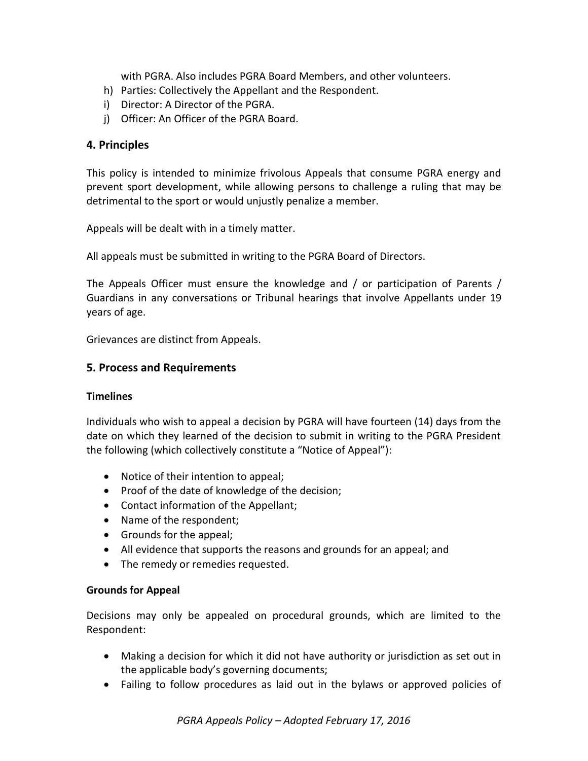with PGRA. Also includes PGRA Board Members, and other volunteers.

h) Parties: Collectively the Appellant and the Respondent.
i) Director: A Director of the PGRA.
j) Officer: An Officer of the PGRA Board.

## 4. Principles

This policy is intended to minimize frivolous Appeals that consume PGRA energy and prevent sport development, while allowing persons to challenge a ruling that may be detrimental to the sport or would unjustly penalize a member.

Appeals will be dealt with in a timely matter.

All appeals must be submitted in writing to the PGRA Board of Directors.

The Appeals Officer must ensure the knowledge and / or participation of Parents / Guardians in any conversations or Tribunal hearings that involve Appellants under 19 years of age.

Grievances are distinct from Appeals.

## 5. Process and Requirements

**Timelines**

Individuals who wish to appeal a decision by PGRA will have fourteen (14) days from the date on which they learned of the decision to submit in writing to the PGRA President the following (which collectively constitute a "Notice of Appeal"):

- Notice of their intention to appeal;
- Proof of the date of knowledge of the decision;
- Contact information of the Appellant;
- Name of the respondent;
- Grounds for the appeal;
- All evidence that supports the reasons and grounds for an appeal; and
- The remedy or remedies requested.

**Grounds for Appeal**

Decisions may only be appealed on procedural grounds, which are limited to the Respondent:

- Making a decision for which it did not have authority or jurisdiction as set out in the applicable body's governing documents;
- Failing to follow procedures as laid out in the bylaws or approved policies of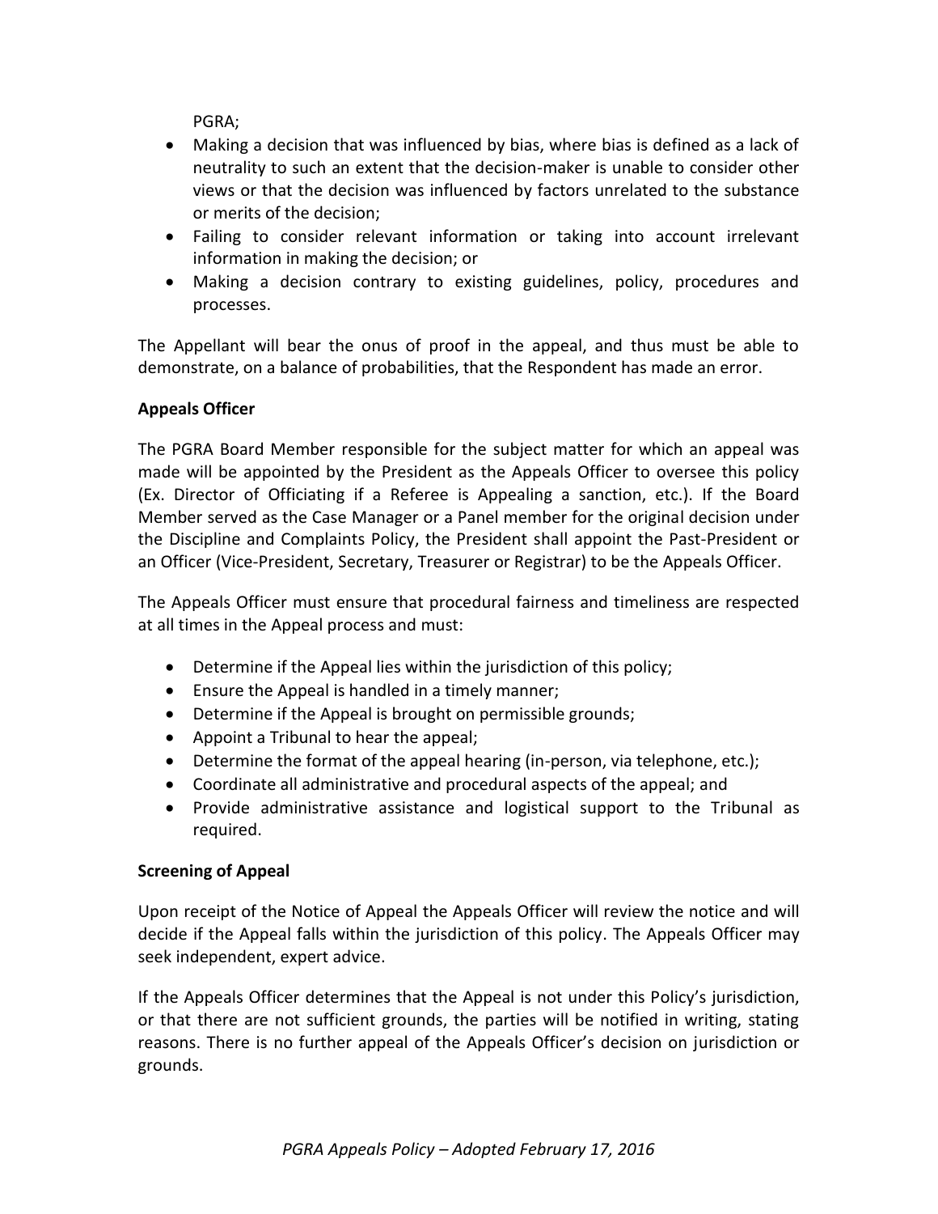PGRA;

- Making a decision that was influenced by bias, where bias is defined as a lack of neutrality to such an extent that the decision-maker is unable to consider other views or that the decision was influenced by factors unrelated to the substance or merits of the decision;
- Failing to consider relevant information or taking into account irrelevant information in making the decision; or
- Making a decision contrary to existing guidelines, policy, procedures and processes.

The Appellant will bear the onus of proof in the appeal, and thus must be able to demonstrate, on a balance of probabilities, that the Respondent has made an error.

**Appeals Officer**

The PGRA Board Member responsible for the subject matter for which an appeal was made will be appointed by the President as the Appeals Officer to oversee this policy (Ex. Director of Officiating if a Referee is Appealing a sanction, etc.). If the Board Member served as the Case Manager or a Panel member for the original decision under the Discipline and Complaints Policy, the President shall appoint the Past-President or an Officer (Vice-President, Secretary, Treasurer or Registrar) to be the Appeals Officer.

The Appeals Officer must ensure that procedural fairness and timeliness are respected at all times in the Appeal process and must:

- Determine if the Appeal lies within the jurisdiction of this policy;
- Ensure the Appeal is handled in a timely manner;
- Determine if the Appeal is brought on permissible grounds;
- Appoint a Tribunal to hear the appeal;
- Determine the format of the appeal hearing (in-person, via telephone, etc.);
- Coordinate all administrative and procedural aspects of the appeal; and
- Provide administrative assistance and logistical support to the Tribunal as required.

**Screening of Appeal**

Upon receipt of the Notice of Appeal the Appeals Officer will review the notice and will decide if the Appeal falls within the jurisdiction of this policy. The Appeals Officer may seek independent, expert advice.

If the Appeals Officer determines that the Appeal is not under this Policy's jurisdiction, or that there are not sufficient grounds, the parties will be notified in writing, stating reasons. There is no further appeal of the Appeals Officer's decision on jurisdiction or grounds.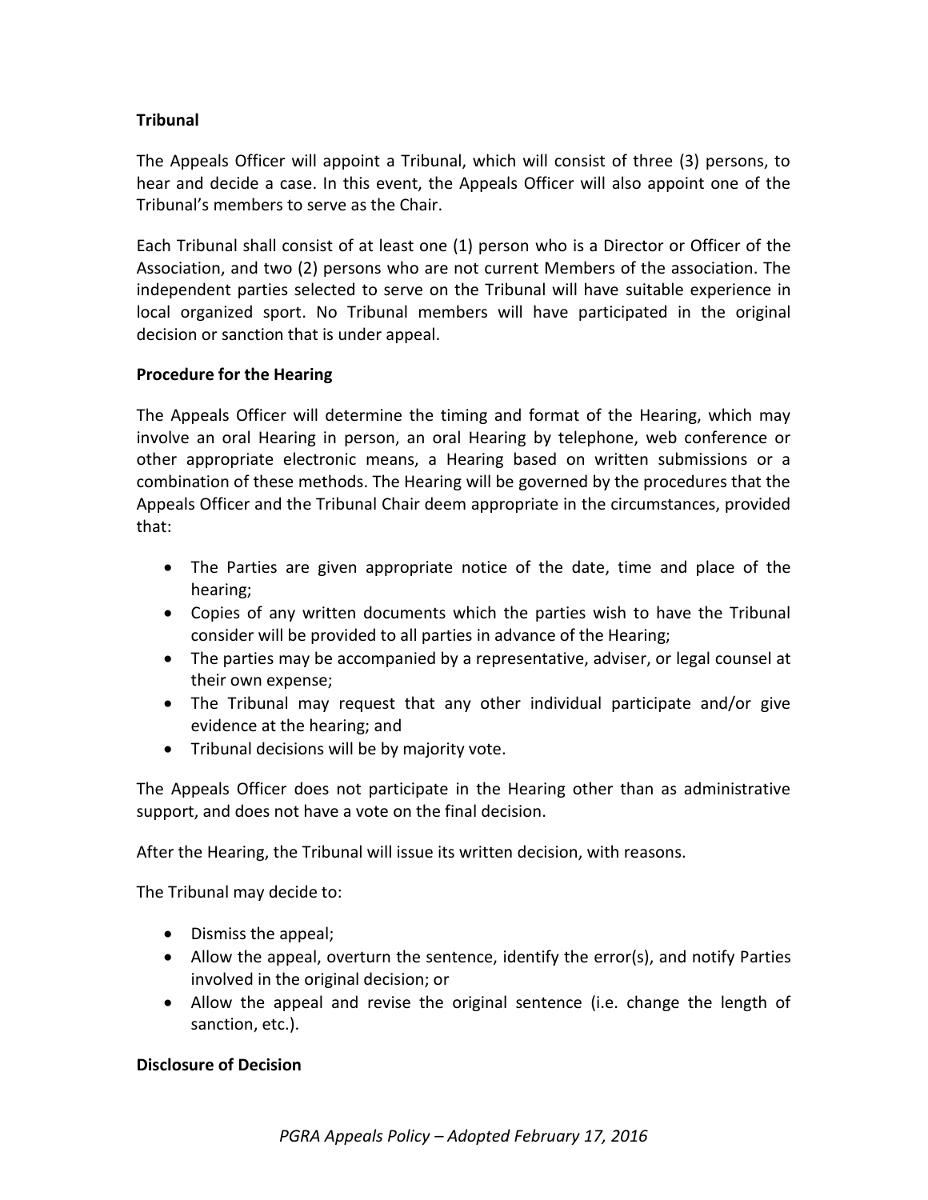**Tribunal**

The Appeals Officer will appoint a Tribunal, which will consist of three (3) persons, to hear and decide a case. In this event, the Appeals Officer will also appoint one of the Tribunal's members to serve as the Chair.

Each Tribunal shall consist of at least one (1) person who is a Director or Officer of the Association, and two (2) persons who are not current Members of the association. The independent parties selected to serve on the Tribunal will have suitable experience in local organized sport. No Tribunal members will have participated in the original decision or sanction that is under appeal.

**Procedure for the Hearing**

The Appeals Officer will determine the timing and format of the Hearing, which may involve an oral Hearing in person, an oral Hearing by telephone, web conference or other appropriate electronic means, a Hearing based on written submissions or a combination of these methods. The Hearing will be governed by the procedures that the Appeals Officer and the Tribunal Chair deem appropriate in the circumstances, provided that:

- The Parties are given appropriate notice of the date, time and place of the hearing;
- Copies of any written documents which the parties wish to have the Tribunal consider will be provided to all parties in advance of the Hearing;
- The parties may be accompanied by a representative, adviser, or legal counsel at their own expense;
- The Tribunal may request that any other individual participate and/or give evidence at the hearing; and
- Tribunal decisions will be by majority vote.

The Appeals Officer does not participate in the Hearing other than as administrative support, and does not have a vote on the final decision.

After the Hearing, the Tribunal will issue its written decision, with reasons.

The Tribunal may decide to:

- Dismiss the appeal;
- Allow the appeal, overturn the sentence, identify the error(s), and notify Parties involved in the original decision; or
- Allow the appeal and revise the original sentence (i.e. change the length of sanction, etc.).

**Disclosure of Decision**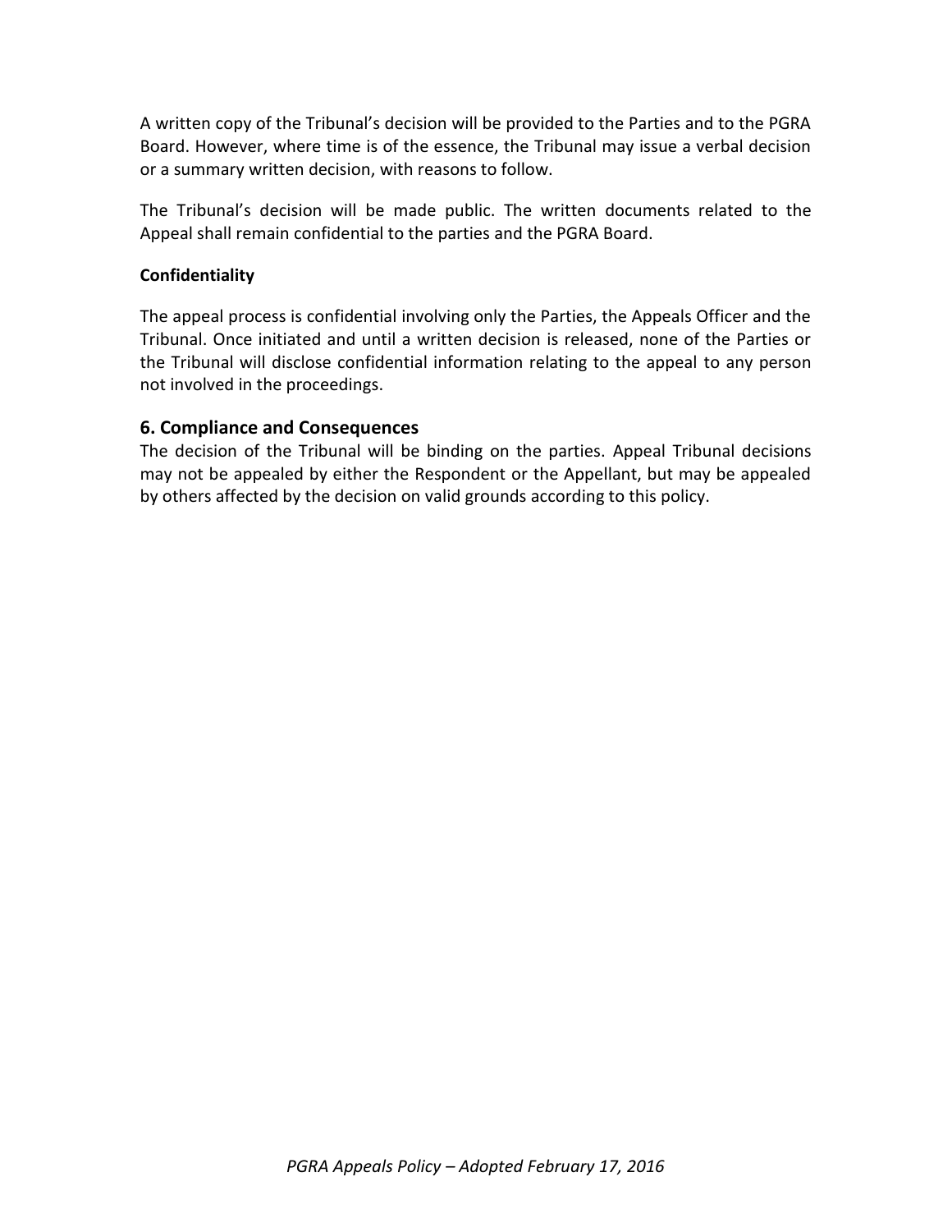A written copy of the Tribunal's decision will be provided to the Parties and to the PGRA Board. However, where time is of the essence, the Tribunal may issue a verbal decision or a summary written decision, with reasons to follow.

The Tribunal's decision will be made public. The written documents related to the Appeal shall remain confidential to the parties and the PGRA Board.

**Confidentiality**

The appeal process is confidential involving only the Parties, the Appeals Officer and the Tribunal. Once initiated and until a written decision is released, none of the Parties or the Tribunal will disclose confidential information relating to the appeal to any person not involved in the proceedings.

## 6. Compliance and Consequences

The decision of the Tribunal will be binding on the parties. Appeal Tribunal decisions may not be appealed by either the Respondent or the Appellant, but may be appealed by others affected by the decision on valid grounds according to this policy.